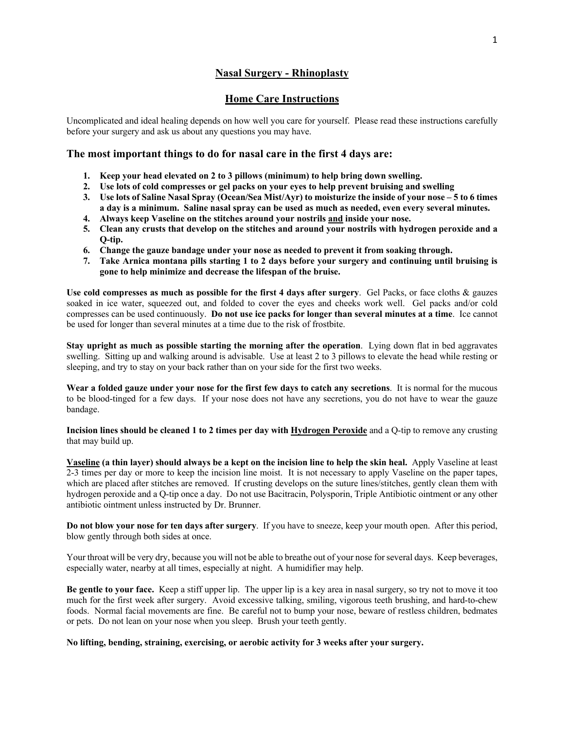# Nasal Surgery - Rhinoplasty

## Home Care Instructions

Uncomplicated and ideal healing depends on how well you care for yourself. Please read these instructions carefully before your surgery and ask us about any questions you may have.

### The most important things to do for nasal care in the first 4 days are:

1. **Keep your head elevated on 2 to 3 pillows (minimum) to help bring down swelling.**
2. **Use lots of cold compresses or gel packs on your eyes to help prevent bruising and swelling**
3. **Use lots of Saline Nasal Spray (Ocean/Sea Mist/Ayr) to moisturize the inside of your nose – 5 to 6 times a day is a minimum. Saline nasal spray can be used as much as needed, even every several minutes.**
4. **Always keep Vaseline on the stitches around your nostrils <u>and</u> inside your nose.**
5. **Clean any crusts that develop on the stitches and around your nostrils with hydrogen peroxide and a Q-tip.**
6. **Change the gauze bandage under your nose as needed to prevent it from soaking through.**
7. **Take Arnica montana pills starting 1 to 2 days before your surgery and continuing until bruising is gone to help minimize and decrease the lifespan of the bruise.**

**Use cold compresses as much as possible for the first 4 days after surgery**. Gel Packs, or face cloths & gauzes soaked in ice water, squeezed out, and folded to cover the eyes and cheeks work well. Gel packs and/or cold compresses can be used continuously. **Do not use ice packs for longer than several minutes at a time**. Ice cannot be used for longer than several minutes at a time due to the risk of frostbite.

**Stay upright as much as possible starting the morning after the operation**. Lying down flat in bed aggravates swelling. Sitting up and walking around is advisable. Use at least 2 to 3 pillows to elevate the head while resting or sleeping, and try to stay on your back rather than on your side for the first two weeks.

**Wear a folded gauze under your nose for the first few days to catch any secretions**. It is normal for the mucous to be blood-tinged for a few days. If your nose does not have any secretions, you do not have to wear the gauze bandage.

**Incision lines should be cleaned 1 to 2 times per day with <u>Hydrogen Peroxide</u>** and a Q-tip to remove any crusting that may build up.

**<u>Vaseline</u> (a thin layer) should always be a kept on the incision line to help the skin heal.** Apply Vaseline at least 2-3 times per day or more to keep the incision line moist. It is not necessary to apply Vaseline on the paper tapes, which are placed after stitches are removed. If crusting develops on the suture lines/stitches, gently clean them with hydrogen peroxide and a Q-tip once a day. Do not use Bacitracin, Polysporin, Triple Antibiotic ointment or any other antibiotic ointment unless instructed by Dr. Brunner.

**Do not blow your nose for ten days after surgery**. If you have to sneeze, keep your mouth open. After this period, blow gently through both sides at once.

Your throat will be very dry, because you will not be able to breathe out of your nose for several days. Keep beverages, especially water, nearby at all times, especially at night. A humidifier may help.

**Be gentle to your face.** Keep a stiff upper lip. The upper lip is a key area in nasal surgery, so try not to move it too much for the first week after surgery. Avoid excessive talking, smiling, vigorous teeth brushing, and hard-to-chew foods. Normal facial movements are fine. Be careful not to bump your nose, beware of restless children, bedmates or pets. Do not lean on your nose when you sleep. Brush your teeth gently.

**No lifting, bending, straining, exercising, or aerobic activity for 3 weeks after your surgery.**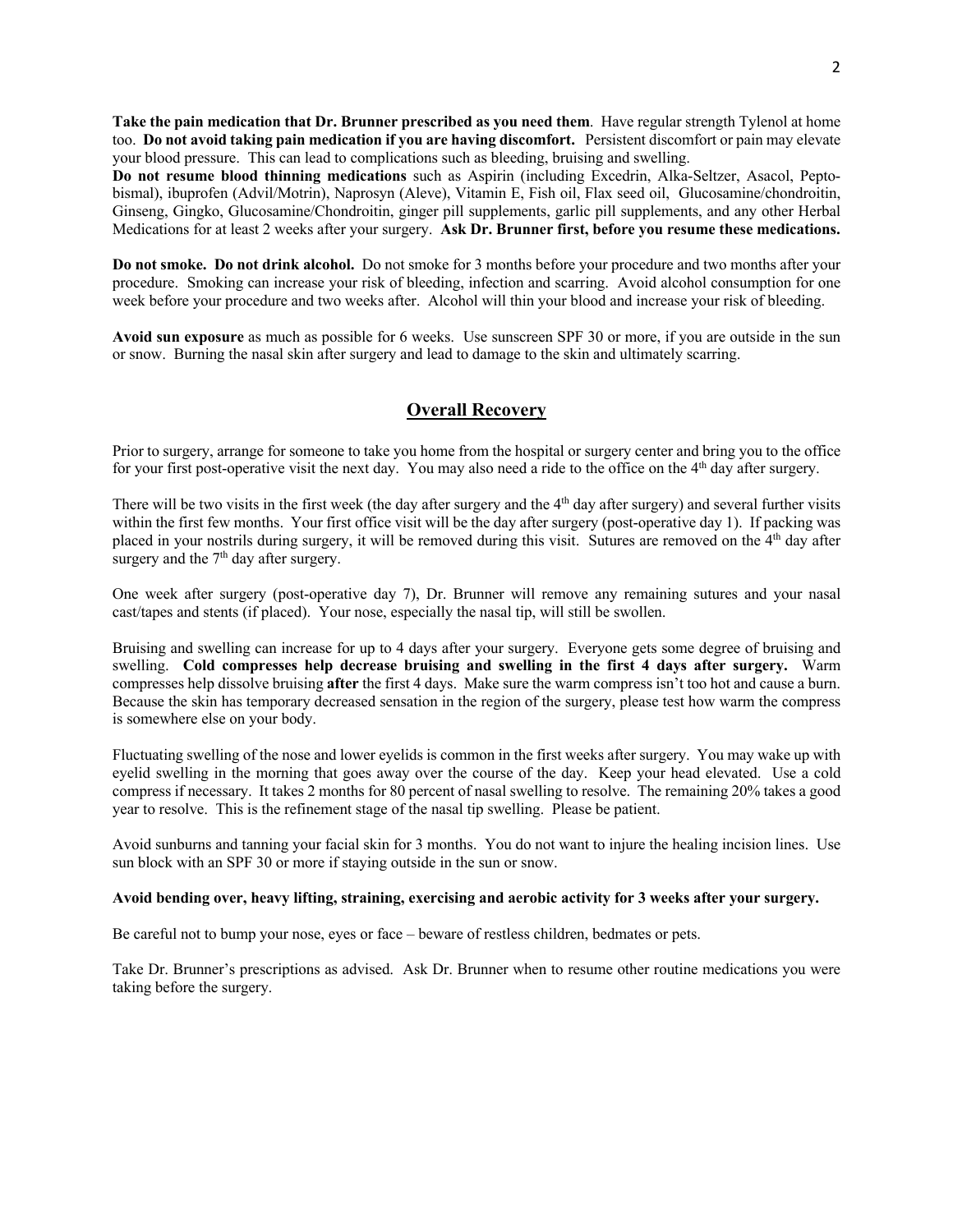**Take the pain medication that Dr. Brunner prescribed as you need them**. Have regular strength Tylenol at home too. **Do not avoid taking pain medication if you are having discomfort.** Persistent discomfort or pain may elevate your blood pressure. This can lead to complications such as bleeding, bruising and swelling.
**Do not resume blood thinning medications** such as Aspirin (including Excedrin, Alka-Seltzer, Asacol, Pepto-bismal), ibuprofen (Advil/Motrin), Naprosyn (Aleve), Vitamin E, Fish oil, Flax seed oil, Glucosamine/chondroitin, Ginseng, Gingko, Glucosamine/Chondroitin, ginger pill supplements, garlic pill supplements, and any other Herbal Medications for at least 2 weeks after your surgery. **Ask Dr. Brunner first, before you resume these medications.**

**Do not smoke. Do not drink alcohol.** Do not smoke for 3 months before your procedure and two months after your procedure. Smoking can increase your risk of bleeding, infection and scarring. Avoid alcohol consumption for one week before your procedure and two weeks after. Alcohol will thin your blood and increase your risk of bleeding.

**Avoid sun exposure** as much as possible for 6 weeks. Use sunscreen SPF 30 or more, if you are outside in the sun or snow. Burning the nasal skin after surgery and lead to damage to the skin and ultimately scarring.

## Overall Recovery

Prior to surgery, arrange for someone to take you home from the hospital or surgery center and bring you to the office for your first post-operative visit the next day. You may also need a ride to the office on the 4th day after surgery.

There will be two visits in the first week (the day after surgery and the 4th day after surgery) and several further visits within the first few months. Your first office visit will be the day after surgery (post-operative day 1). If packing was placed in your nostrils during surgery, it will be removed during this visit. Sutures are removed on the 4th day after surgery and the 7th day after surgery.

One week after surgery (post-operative day 7), Dr. Brunner will remove any remaining sutures and your nasal cast/tapes and stents (if placed). Your nose, especially the nasal tip, will still be swollen.

Bruising and swelling can increase for up to 4 days after your surgery. Everyone gets some degree of bruising and swelling. **Cold compresses help decrease bruising and swelling in the first 4 days after surgery.** Warm compresses help dissolve bruising **after** the first 4 days. Make sure the warm compress isn't too hot and cause a burn. Because the skin has temporary decreased sensation in the region of the surgery, please test how warm the compress is somewhere else on your body.

Fluctuating swelling of the nose and lower eyelids is common in the first weeks after surgery. You may wake up with eyelid swelling in the morning that goes away over the course of the day. Keep your head elevated. Use a cold compress if necessary. It takes 2 months for 80 percent of nasal swelling to resolve. The remaining 20% takes a good year to resolve. This is the refinement stage of the nasal tip swelling. Please be patient.

Avoid sunburns and tanning your facial skin for 3 months. You do not want to injure the healing incision lines. Use sun block with an SPF 30 or more if staying outside in the sun or snow.

**Avoid bending over, heavy lifting, straining, exercising and aerobic activity for 3 weeks after your surgery.**

Be careful not to bump your nose, eyes or face – beware of restless children, bedmates or pets.

Take Dr. Brunner's prescriptions as advised. Ask Dr. Brunner when to resume other routine medications you were taking before the surgery.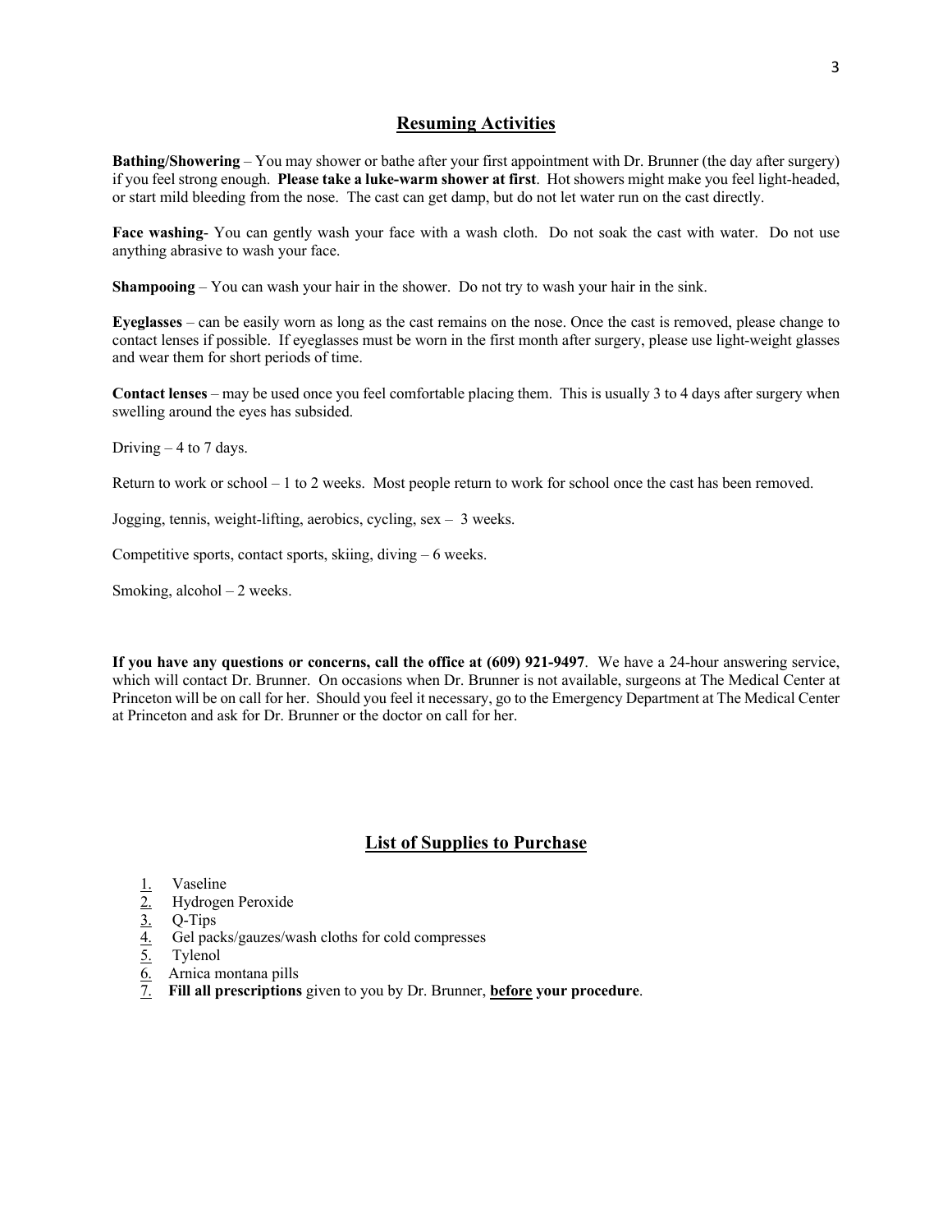## Resuming Activities

**Bathing/Showering** – You may shower or bathe after your first appointment with Dr. Brunner (the day after surgery) if you feel strong enough. **Please take a luke-warm shower at first**. Hot showers might make you feel light-headed, or start mild bleeding from the nose. The cast can get damp, but do not let water run on the cast directly.

**Face washing**- You can gently wash your face with a wash cloth. Do not soak the cast with water. Do not use anything abrasive to wash your face.

**Shampooing** – You can wash your hair in the shower. Do not try to wash your hair in the sink.

**Eyeglasses** – can be easily worn as long as the cast remains on the nose. Once the cast is removed, please change to contact lenses if possible. If eyeglasses must be worn in the first month after surgery, please use light-weight glasses and wear them for short periods of time.

**Contact lenses** – may be used once you feel comfortable placing them. This is usually 3 to 4 days after surgery when swelling around the eyes has subsided.

Driving – 4 to 7 days.

Return to work or school – 1 to 2 weeks. Most people return to work for school once the cast has been removed.

Jogging, tennis, weight-lifting, aerobics, cycling, sex – 3 weeks.

Competitive sports, contact sports, skiing, diving – 6 weeks.

Smoking, alcohol – 2 weeks.

**If you have any questions or concerns, call the office at (609) 921-9497**. We have a 24-hour answering service, which will contact Dr. Brunner. On occasions when Dr. Brunner is not available, surgeons at The Medical Center at Princeton will be on call for her. Should you feel it necessary, go to the Emergency Department at The Medical Center at Princeton and ask for Dr. Brunner or the doctor on call for her.

## List of Supplies to Purchase

1. Vaseline
2. Hydrogen Peroxide
3. Q-Tips
4. Gel packs/gauzes/wash cloths for cold compresses
5. Tylenol
6. Arnica montana pills
7. **Fill all prescriptions** given to you by Dr. Brunner, **before your procedure**.